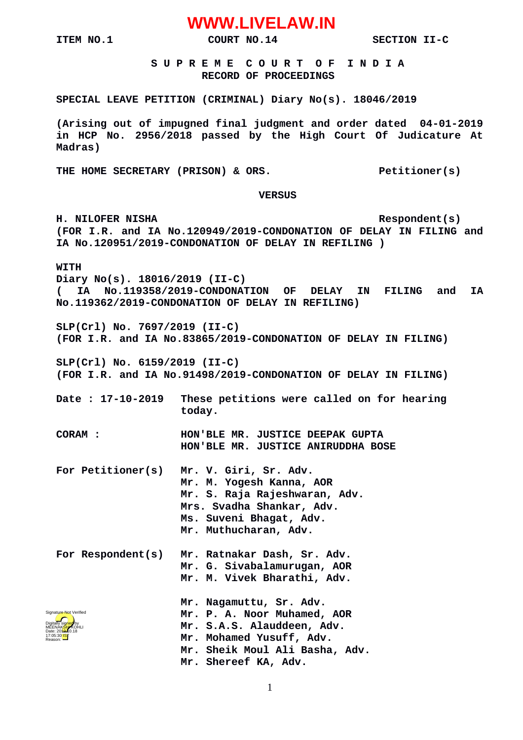ITEM NO.1 COURT NO.14 SECTION II-C

**S U P R E M E C O U R T O F I N D I A**
**RECORD OF PROCEEDINGS**

**SPECIAL LEAVE PETITION (CRIMINAL) Diary No(s). 18046/2019**

**(Arising out of impugned final judgment and order dated 04-01-2019 in HCP No. 2956/2018 passed by the High Court Of Judicature At Madras)**

**THE HOME SECRETARY (PRISON) & ORS.** **Petitioner(s)**

**VERSUS**

**H. NILOFER NISHA** **Respondent(s)**
**(FOR I.R. and IA No.120949/2019-CONDONATION OF DELAY IN FILING and IA No.120951/2019-CONDONATION OF DELAY IN REFILING )**

**WITH**
**Diary No(s). 18016/2019 (II-C)**
**( IA No.119358/2019-CONDONATION OF DELAY IN FILING and IA No.119362/2019-CONDONATION OF DELAY IN REFILING)**

**SLP(Crl) No. 7697/2019 (II-C)**
**(FOR I.R. and IA No.83865/2019-CONDONATION OF DELAY IN FILING)**

**SLP(Crl) No. 6159/2019 (II-C)**
**(FOR I.R. and IA No.91498/2019-CONDONATION OF DELAY IN FILING)**

**Date : 17-10-2019** **These petitions were called on for hearing today.**

**CORAM :** **HON'BLE MR. JUSTICE DEEPAK GUPTA**
**HON'BLE MR. JUSTICE ANIRUDDHA BOSE**

**For Petitioner(s)** **Mr. V. Giri, Sr. Adv.**
**Mr. M. Yogesh Kanna, AOR**
**Mr. S. Raja Rajeshwaran, Adv.**
**Mrs. Svadha Shankar, Adv.**
**Ms. Suveni Bhagat, Adv.**
**Mr. Muthucharan, Adv.**

**For Respondent(s)** **Mr. Ratnakar Dash, Sr. Adv.**
**Mr. G. Sivabalamurugan, AOR**
**Mr. M. Vivek Bharathi, Adv.**

**Mr. Nagamuttu, Sr. Adv.**
**Mr. P. A. Noor Muhamed, AOR**
**Mr. S.A.S. Alauddeen, Adv.**
**Mr. Mohamed Yusuff, Adv.**
**Mr. Sheik Moul Ali Basha, Adv.**
**Mr. Shereef KA, Adv.**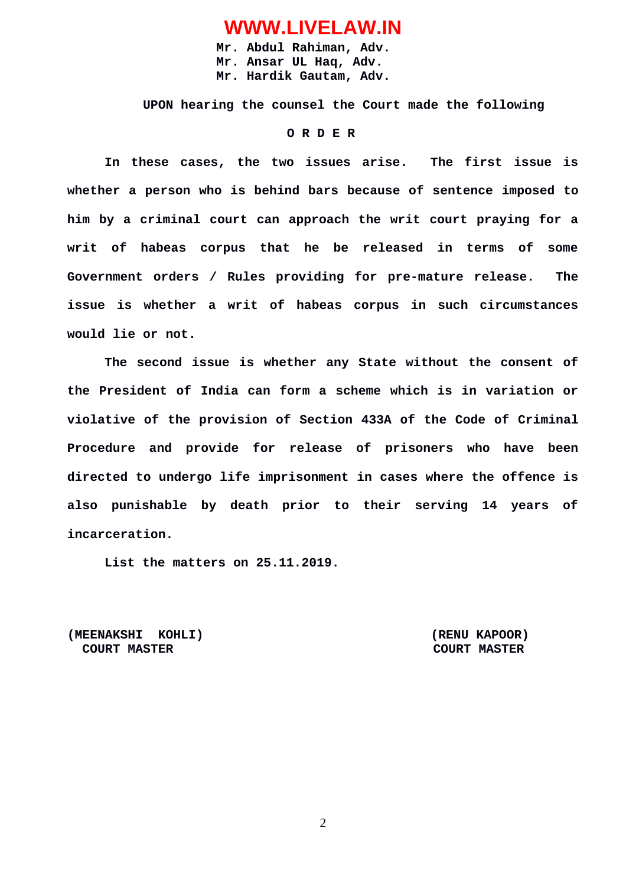Mr. Abdul Rahiman, Adv.
Mr. Ansar UL Haq, Adv.
Mr. Hardik Gautam, Adv.

**UPON hearing the counsel the Court made the following**

**O R D E R**

**In these cases, the two issues arise. The first issue is whether a person who is behind bars because of sentence imposed to him by a criminal court can approach the writ court praying for a writ of habeas corpus that he be released in terms of some Government orders / Rules providing for pre-mature release. The issue is whether a writ of habeas corpus in such circumstances would lie or not.**

**The second issue is whether any State without the consent of the President of India can form a scheme which is in variation or violative of the provision of Section 433A of the Code of Criminal Procedure and provide for release of prisoners who have been directed to undergo life imprisonment in cases where the offence is also punishable by death prior to their serving 14 years of incarceration.**

**List the matters on 25.11.2019.**

**(MEENAKSHI KOHLI)**
**COURT MASTER**

**(RENU KAPOOR)**
**COURT MASTER**